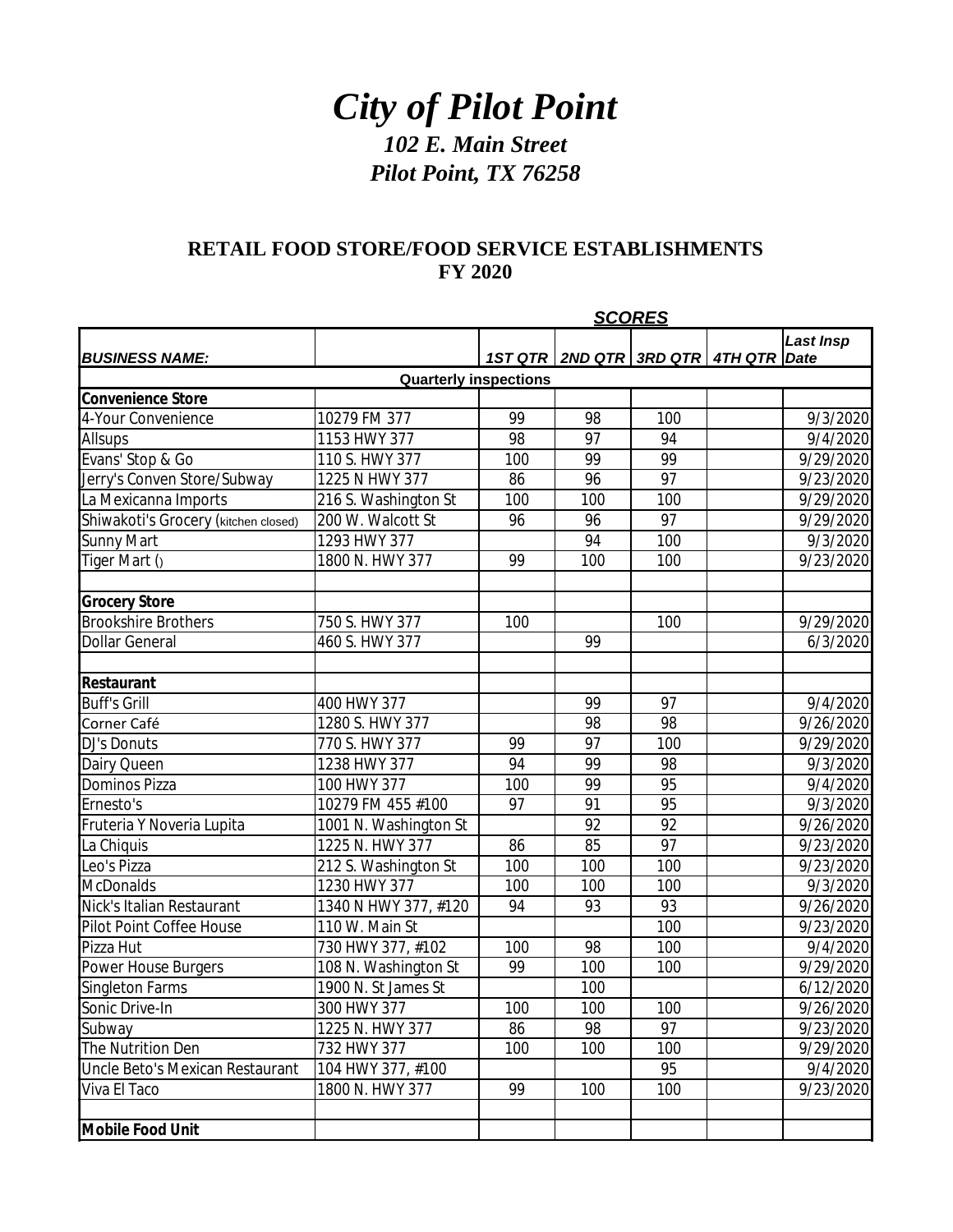# *City of Pilot Point*

## *102 E. Main Street*
## *Pilot Point, TX 76258*

## RETAIL FOOD STORE/FOOD SERVICE ESTABLISHMENTS
## FY 2020

| | | ***SCORES*** | | | | |
|---|---|---|---|---|---|---|
| ***BUSINESS NAME:*** | | ***1ST QTR*** | ***2ND QTR*** | ***3RD QTR*** | ***4TH QTR*** | ***Last Insp Date*** |
| **Quarterly inspections** | | | | | | |
| **Convenience Store** | | | | | | |
| 4-Your Convenience | 10279 FM 377 | 99 | 98 | 100 | | 9/3/2020 |
| Allsups | 1153 HWY 377 | 98 | 97 | 94 | | 9/4/2020 |
| Evans' Stop & Go | 110 S. HWY 377 | 100 | 99 | 99 | | 9/29/2020 |
| Jerry's Conven Store/Subway | 1225 N HWY 377 | 86 | 96 | 97 | | 9/23/2020 |
| La Mexicanna Imports | 216 S. Washington St | 100 | 100 | 100 | | 9/29/2020 |
| Shiwakoti's Grocery (kitchen closed) | 200 W. Walcott St | 96 | 96 | 97 | | 9/29/2020 |
| Sunny Mart | 1293 HWY 377 | | 94 | 100 | | 9/3/2020 |
| Tiger Mart () | 1800 N. HWY 377 | 99 | 100 | 100 | | 9/23/2020 |
| | | | | | | |
| **Grocery Store** | | | | | | |
| Brookshire Brothers | 750 S. HWY 377 | 100 | | 100 | | 9/29/2020 |
| Dollar General | 460 S. HWY 377 | | 99 | | | 6/3/2020 |
| | | | | | | |
| **Restaurant** | | | | | | |
| Buff's Grill | 400 HWY 377 | | 99 | 97 | | 9/4/2020 |
| Corner Café | 1280 S. HWY 377 | | 98 | 98 | | 9/26/2020 |
| DJ's Donuts | 770 S. HWY 377 | 99 | 97 | 100 | | 9/29/2020 |
| Dairy Queen | 1238 HWY 377 | 94 | 99 | 98 | | 9/3/2020 |
| Dominos Pizza | 100 HWY 377 | 100 | 99 | 95 | | 9/4/2020 |
| Ernesto's | 10279 FM 455 #100 | 97 | 91 | 95 | | 9/3/2020 |
| Fruteria Y Noveria Lupita | 1001 N. Washington St | | 92 | 92 | | 9/26/2020 |
| La Chiquis | 1225 N. HWY 377 | 86 | 85 | 97 | | 9/23/2020 |
| Leo's Pizza | 212 S. Washington St | 100 | 100 | 100 | | 9/23/2020 |
| McDonalds | 1230 HWY 377 | 100 | 100 | 100 | | 9/3/2020 |
| Nick's Italian Restaurant | 1340 N HWY 377, #120 | 94 | 93 | 93 | | 9/26/2020 |
| Pilot Point Coffee House | 110 W. Main St | | | 100 | | 9/23/2020 |
| Pizza Hut | 730 HWY 377, #102 | 100 | 98 | 100 | | 9/4/2020 |
| Power House Burgers | 108 N. Washington St | 99 | 100 | 100 | | 9/29/2020 |
| Singleton Farms | 1900 N. St James St | | 100 | | | 6/12/2020 |
| Sonic Drive-In | 300 HWY 377 | 100 | 100 | 100 | | 9/26/2020 |
| Subway | 1225 N. HWY 377 | 86 | 98 | 97 | | 9/23/2020 |
| The Nutrition Den | 732 HWY 377 | 100 | 100 | 100 | | 9/29/2020 |
| Uncle Beto's Mexican Restaurant | 104 HWY 377, #100 | | | 95 | | 9/4/2020 |
| Viva El Taco | 1800 N. HWY 377 | 99 | 100 | 100 | | 9/23/2020 |
| | | | | | | |
| **Mobile Food Unit** | | | | | | |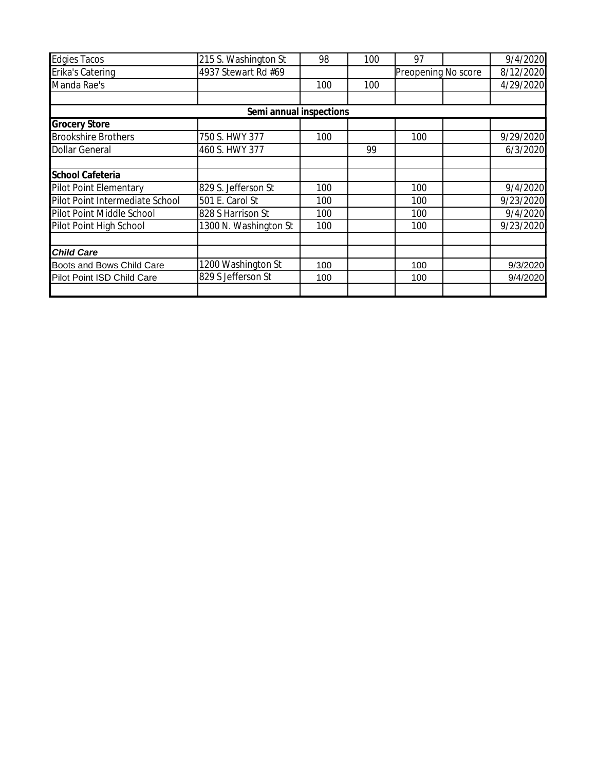| | | | | | | |
|---|---|---|---|---|---|---|
| Edgies Tacos | 215 S. Washington St | 98 | 100 | 97 | | 9/4/2020 |
| Erika's Catering | 4937 Stewart Rd #69 | | | Preopening No score | | 8/12/2020 |
| Manda Rae's | | 100 | 100 | | | 4/29/2020 |
| | | | | | | |
| **Semi annual inspections** | | | | | | |
| **Grocery Store** | | | | | | |
| Brookshire Brothers | 750 S. HWY 377 | 100 | | 100 | | 9/29/2020 |
| Dollar General | 460 S. HWY 377 | | 99 | | | 6/3/2020 |
| | | | | | | |
| **School Cafeteria** | | | | | | |
| Pilot Point Elementary | 829 S. Jefferson St | 100 | | 100 | | 9/4/2020 |
| Pilot Point Intermediate School | 501 E. Carol St | 100 | | 100 | | 9/23/2020 |
| Pilot Point Middle School | 828 S Harrison St | 100 | | 100 | | 9/4/2020 |
| Pilot Point High School | 1300 N. Washington St | 100 | | 100 | | 9/23/2020 |
| | | | | | | |
| ***Child Care*** | | | | | | |
| Boots and Bows Child Care | 1200 Washington St | 100 | | 100 | | 9/3/2020 |
| Pilot Point ISD Child Care | 829 S Jefferson St | 100 | | 100 | | 9/4/2020 |
| | | | | | | |